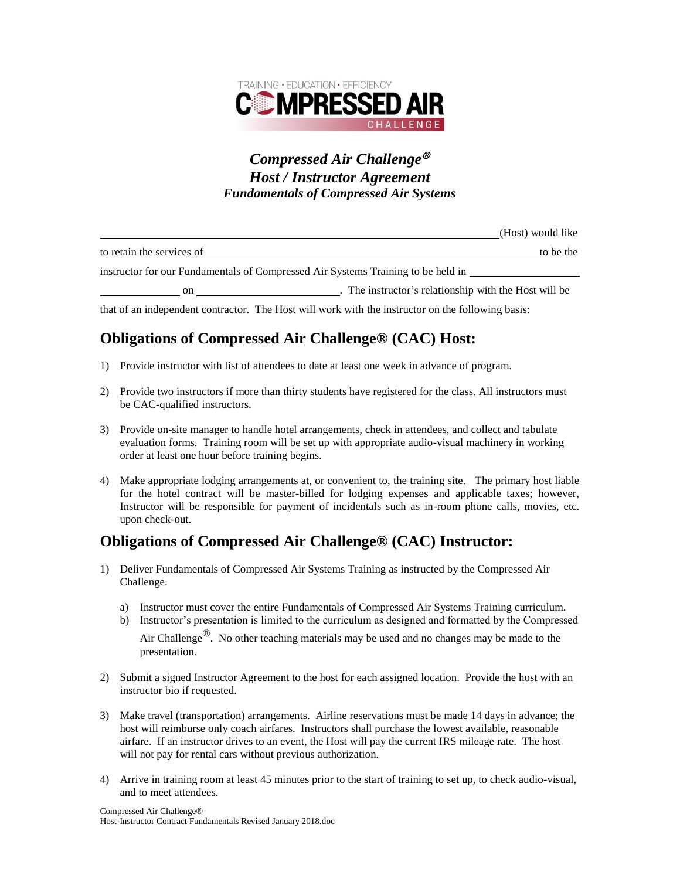*Compressed Air Challenge®*
*Host / Instructor Agreement*
*Fundamentals of Compressed Air Systems*

\_\_\_\_\_\_\_\_\_\_\_\_\_\_\_\_\_\_\_\_\_\_\_\_\_\_\_\_\_\_\_\_\_\_\_\_\_\_\_\_\_\_\_\_\_\_\_\_\_\_\_\_\_\_\_\_(Host) would like to retain the services of \_\_\_\_\_\_\_\_\_\_\_\_\_\_\_\_\_\_\_\_\_\_\_\_\_\_\_\_\_\_\_\_\_\_\_\_\_\_\_\_\_\_\_\_ to be the instructor for our Fundamentals of Compressed Air Systems Training to be held in \_\_\_\_\_\_\_\_\_\_\_\_\_\_\_ \_\_\_\_\_\_\_\_\_\_ on \_\_\_\_\_\_\_\_\_\_\_\_\_\_\_\_\_\_\_\_. The instructor's relationship with the Host will be that of an independent contractor. The Host will work with the instructor on the following basis:

## Obligations of Compressed Air Challenge® (CAC) Host:

1) Provide instructor with list of attendees to date at least one week in advance of program.

2) Provide two instructors if more than thirty students have registered for the class. All instructors must be CAC-qualified instructors.

3) Provide on-site manager to handle hotel arrangements, check in attendees, and collect and tabulate evaluation forms. Training room will be set up with appropriate audio-visual machinery in working order at least one hour before training begins.

4) Make appropriate lodging arrangements at, or convenient to, the training site. The primary host liable for the hotel contract will be master-billed for lodging expenses and applicable taxes; however, Instructor will be responsible for payment of incidentals such as in-room phone calls, movies, etc. upon check-out.

## Obligations of Compressed Air Challenge® (CAC) Instructor:

1) Deliver Fundamentals of Compressed Air Systems Training as instructed by the Compressed Air Challenge.
   a) Instructor must cover the entire Fundamentals of Compressed Air Systems Training curriculum.
   b) Instructor's presentation is limited to the curriculum as designed and formatted by the Compressed Air Challenge®. No other teaching materials may be used and no changes may be made to the presentation.

2) Submit a signed Instructor Agreement to the host for each assigned location. Provide the host with an instructor bio if requested.

3) Make travel (transportation) arrangements. Airline reservations must be made 14 days in advance; the host will reimburse only coach airfares. Instructors shall purchase the lowest available, reasonable airfare. If an instructor drives to an event, the Host will pay the current IRS mileage rate. The host will not pay for rental cars without previous authorization.

4) Arrive in training room at least 45 minutes prior to the start of training to set up, to check audio-visual, and to meet attendees.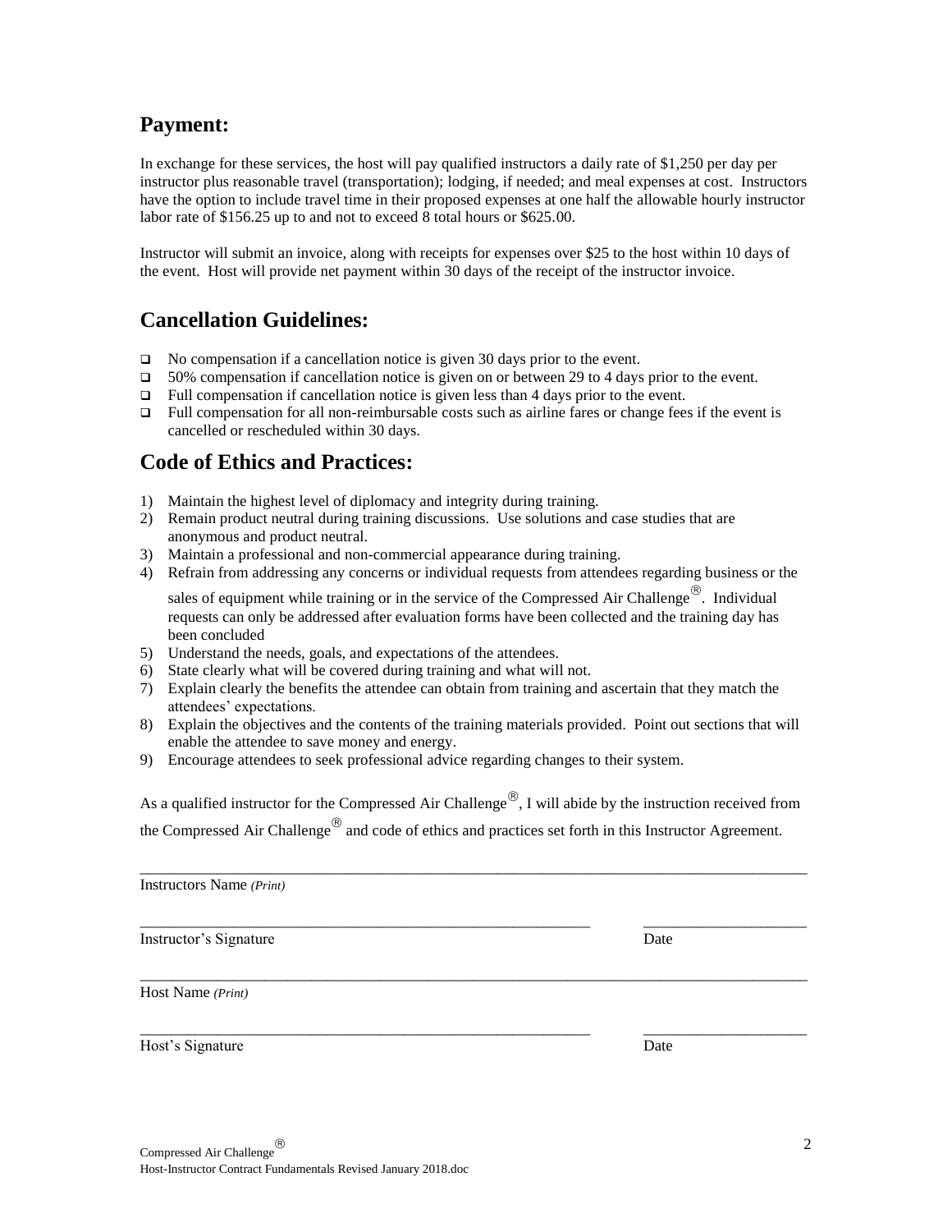## Payment:

In exchange for these services, the host will pay qualified instructors a daily rate of $1,250 per day per instructor plus reasonable travel (transportation); lodging, if needed; and meal expenses at cost. Instructors have the option to include travel time in their proposed expenses at one half the allowable hourly instructor labor rate of $156.25 up to and not to exceed 8 total hours or $625.00.

Instructor will submit an invoice, along with receipts for expenses over $25 to the host within 10 days of the event. Host will provide net payment within 30 days of the receipt of the instructor invoice.

## Cancellation Guidelines:

- No compensation if a cancellation notice is given 30 days prior to the event.
- 50% compensation if cancellation notice is given on or between 29 to 4 days prior to the event.
- Full compensation if cancellation notice is given less than 4 days prior to the event.
- Full compensation for all non-reimbursable costs such as airline fares or change fees if the event is cancelled or rescheduled within 30 days.

## Code of Ethics and Practices:

1) Maintain the highest level of diplomacy and integrity during training.
2) Remain product neutral during training discussions. Use solutions and case studies that are anonymous and product neutral.
3) Maintain a professional and non-commercial appearance during training.
4) Refrain from addressing any concerns or individual requests from attendees regarding business or the sales of equipment while training or in the service of the Compressed Air Challenge®. Individual requests can only be addressed after evaluation forms have been collected and the training day has been concluded
5) Understand the needs, goals, and expectations of the attendees.
6) State clearly what will be covered during training and what will not.
7) Explain clearly the benefits the attendee can obtain from training and ascertain that they match the attendees' expectations.
8) Explain the objectives and the contents of the training materials provided. Point out sections that will enable the attendee to save money and energy.
9) Encourage attendees to seek professional advice regarding changes to their system.

As a qualified instructor for the Compressed Air Challenge®, I will abide by the instruction received from the Compressed Air Challenge® and code of ethics and practices set forth in this Instructor Agreement.

\_\_\_\_\_\_\_\_\_\_\_\_\_\_\_\_\_\_\_\_\_\_\_\_\_\_\_\_\_\_\_\_\_\_\_\_\_\_\_\_\_\_\_\_\_\_\_\_\_\_\_\_\_\_\_\_\_\_\_\_

Instructors Name *(Print)*

\_\_\_\_\_\_\_\_\_\_\_\_\_\_\_\_\_\_\_\_\_\_\_\_\_\_\_\_\_\_\_\_\_\_\_\_\_\_\_\_ \_\_\_\_\_\_\_\_\_\_\_\_\_\_\_\_\_\_\_\_

Instructor's Signature Date

\_\_\_\_\_\_\_\_\_\_\_\_\_\_\_\_\_\_\_\_\_\_\_\_\_\_\_\_\_\_\_\_\_\_\_\_\_\_\_\_\_\_\_\_\_\_\_\_\_\_\_\_\_\_\_\_\_\_\_\_

Host Name *(Print)*

\_\_\_\_\_\_\_\_\_\_\_\_\_\_\_\_\_\_\_\_\_\_\_\_\_\_\_\_\_\_\_\_\_\_\_\_\_\_\_\_ \_\_\_\_\_\_\_\_\_\_\_\_\_\_\_\_\_\_\_\_

Host's Signature Date

Compressed Air Challenge®
Host-Instructor Contract Fundamentals Revised January 2018.doc